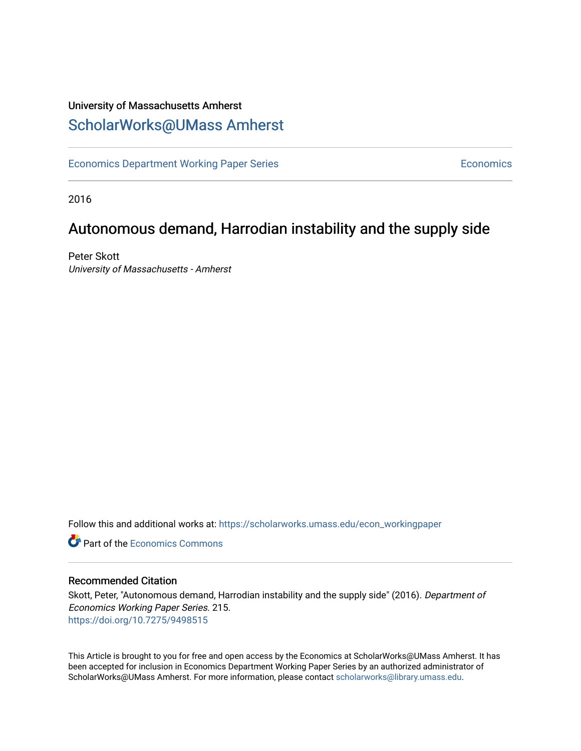University of Massachusetts Amherst

# ScholarWorks@UMass Amherst

Economics Department Working Paper Series

Economics

2016

## Autonomous demand, Harrodian instability and the supply side

Peter Skott
*University of Massachusetts - Amherst*

Follow this and additional works at: https://scholarworks.umass.edu/econ_workingpaper

Part of the Economics Commons

### Recommended Citation

Skott, Peter, "Autonomous demand, Harrodian instability and the supply side" (2016). *Department of Economics Working Paper Series*. 215.
https://doi.org/10.7275/9498515

This Article is brought to you for free and open access by the Economics at ScholarWorks@UMass Amherst. It has been accepted for inclusion in Economics Department Working Paper Series by an authorized administrator of ScholarWorks@UMass Amherst. For more information, please contact scholarworks@library.umass.edu.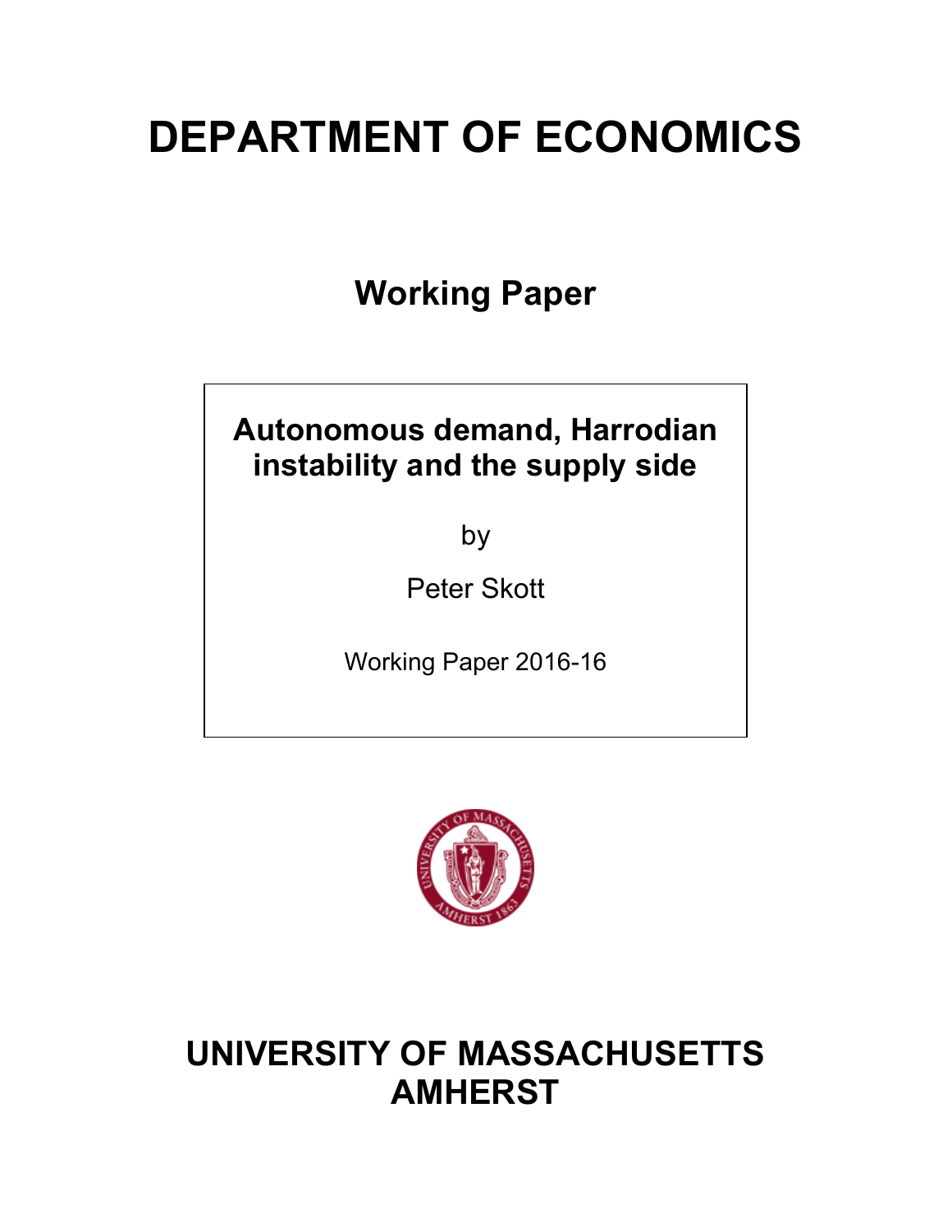# DEPARTMENT OF ECONOMICS

## Working Paper

**Autonomous demand, Harrodian instability and the supply side**

by

Peter Skott

Working Paper 2016-16

# UNIVERSITY OF MASSACHUSETTS AMHERST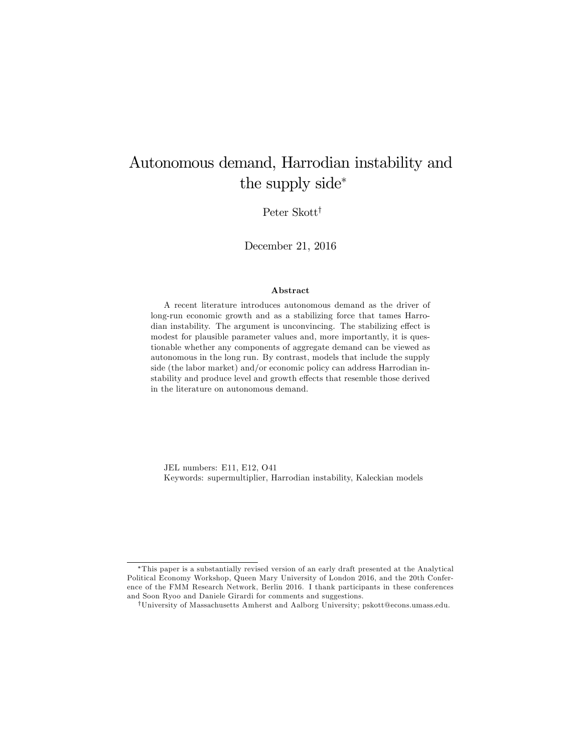# Autonomous demand, Harrodian instability and the supply side*

Peter Skott†

December 21, 2016

### Abstract

A recent literature introduces autonomous demand as the driver of long-run economic growth and as a stabilizing force that tames Harrodian instability. The argument is unconvincing. The stabilizing effect is modest for plausible parameter values and, more importantly, it is questionable whether any components of aggregate demand can be viewed as autonomous in the long run. By contrast, models that include the supply side (the labor market) and/or economic policy can address Harrodian instability and produce level and growth effects that resemble those derived in the literature on autonomous demand.

JEL numbers: E11, E12, O41

Keywords: supermultiplier, Harrodian instability, Kaleckian models

---

*This paper is a substantially revised version of an early draft presented at the Analytical Political Economy Workshop, Queen Mary University of London 2016, and the 20th Conference of the FMM Research Network, Berlin 2016. I thank participants in these conferences and Soon Ryoo and Daniele Girardi for comments and suggestions.

†University of Massachusetts Amherst and Aalborg University; pskott@econs.umass.edu.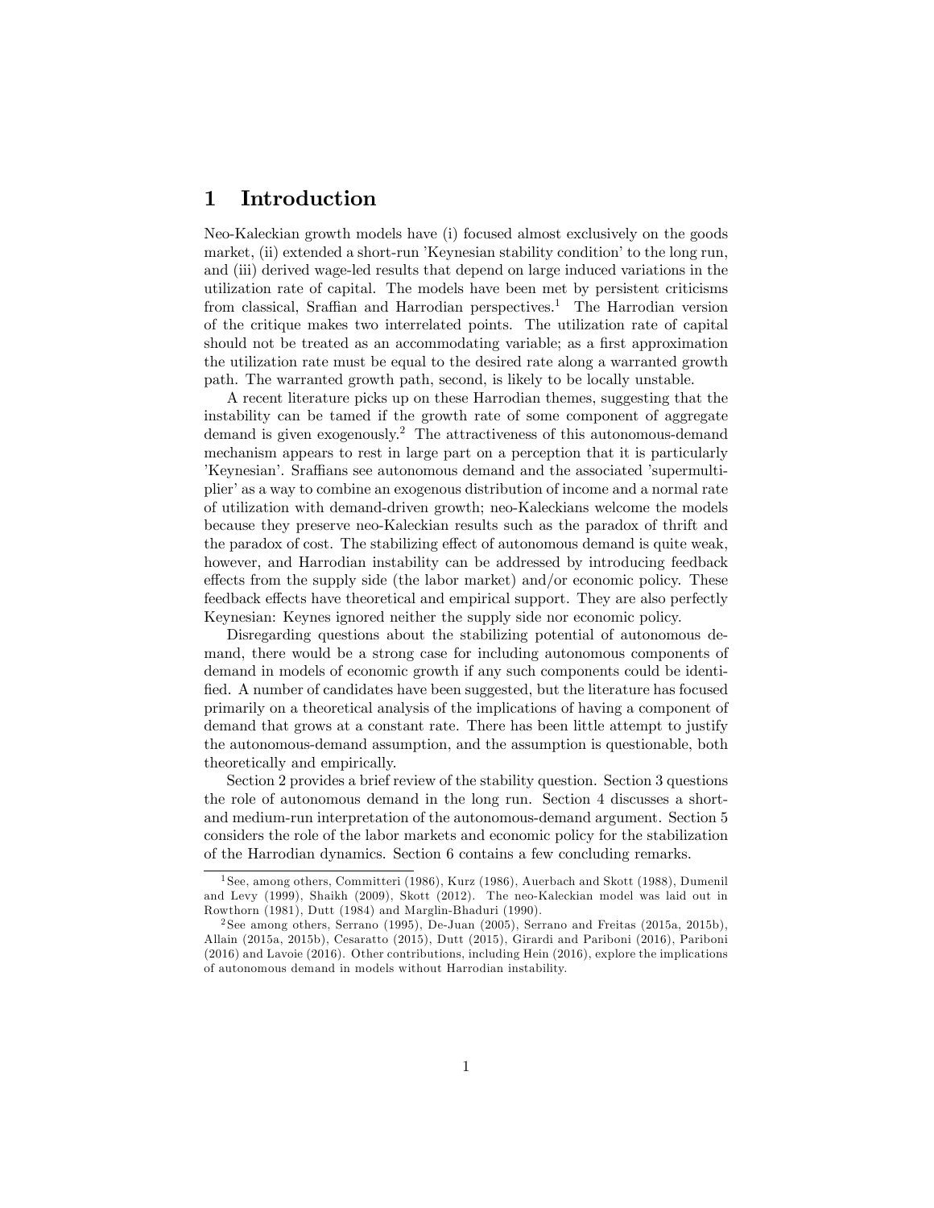# 1 Introduction

Neo-Kaleckian growth models have (i) focused almost exclusively on the goods market, (ii) extended a short-run 'Keynesian stability condition' to the long run, and (iii) derived wage-led results that depend on large induced variations in the utilization rate of capital. The models have been met by persistent criticisms from classical, Sraffian and Harrodian perspectives.[1] The Harrodian version of the critique makes two interrelated points. The utilization rate of capital should not be treated as an accommodating variable; as a first approximation the utilization rate must be equal to the desired rate along a warranted growth path. The warranted growth path, second, is likely to be locally unstable.

A recent literature picks up on these Harrodian themes, suggesting that the instability can be tamed if the growth rate of some component of aggregate demand is given exogenously.[2] The attractiveness of this autonomous-demand mechanism appears to rest in large part on a perception that it is particularly 'Keynesian'. Sraffians see autonomous demand and the associated 'supermultiplier' as a way to combine an exogenous distribution of income and a normal rate of utilization with demand-driven growth; neo-Kaleckians welcome the models because they preserve neo-Kaleckian results such as the paradox of thrift and the paradox of cost. The stabilizing effect of autonomous demand is quite weak, however, and Harrodian instability can be addressed by introducing feedback effects from the supply side (the labor market) and/or economic policy. These feedback effects have theoretical and empirical support. They are also perfectly Keynesian: Keynes ignored neither the supply side nor economic policy.

Disregarding questions about the stabilizing potential of autonomous demand, there would be a strong case for including autonomous components of demand in models of economic growth if any such components could be identified. A number of candidates have been suggested, but the literature has focused primarily on a theoretical analysis of the implications of having a component of demand that grows at a constant rate. There has been little attempt to justify the autonomous-demand assumption, and the assumption is questionable, both theoretically and empirically.

Section 2 provides a brief review of the stability question. Section 3 questions the role of autonomous demand in the long run. Section 4 discusses a short- and medium-run interpretation of the autonomous-demand argument. Section 5 considers the role of the labor markets and economic policy for the stabilization of the Harrodian dynamics. Section 6 contains a few concluding remarks.

---

[1] See, among others, Committeri (1986), Kurz (1986), Auerbach and Skott (1988), Dumenil and Levy (1999), Shaikh (2009), Skott (2012). The neo-Kaleckian model was laid out in Rowthorn (1981), Dutt (1984) and Marglin-Bhaduri (1990).

[2] See among others, Serrano (1995), De-Juan (2005), Serrano and Freitas (2015a, 2015b), Allain (2015a, 2015b), Cesaratto (2015), Dutt (2015), Girardi and Pariboni (2016), Pariboni (2016) and Lavoie (2016). Other contributions, including Hein (2016), explore the implications of autonomous demand in models without Harrodian instability.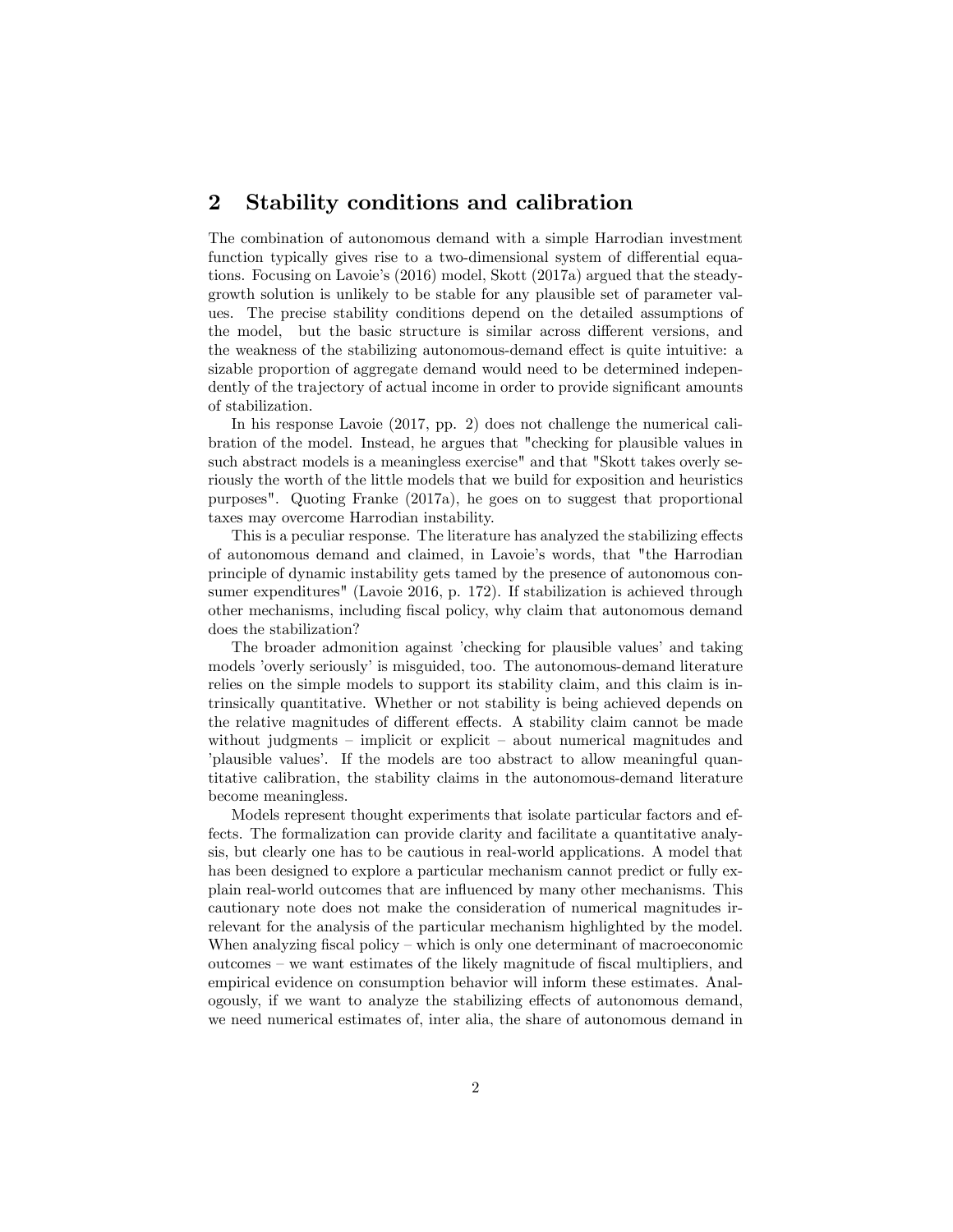## 2 Stability conditions and calibration

The combination of autonomous demand with a simple Harrodian investment function typically gives rise to a two-dimensional system of differential equations. Focusing on Lavoie's (2016) model, Skott (2017a) argued that the steady-growth solution is unlikely to be stable for any plausible set of parameter values. The precise stability conditions depend on the detailed assumptions of the model, but the basic structure is similar across different versions, and the weakness of the stabilizing autonomous-demand effect is quite intuitive: a sizable proportion of aggregate demand would need to be determined independently of the trajectory of actual income in order to provide significant amounts of stabilization.

In his response Lavoie (2017, pp. 2) does not challenge the numerical calibration of the model. Instead, he argues that "checking for plausible values in such abstract models is a meaningless exercise" and that "Skott takes overly seriously the worth of the little models that we build for exposition and heuristics purposes". Quoting Franke (2017a), he goes on to suggest that proportional taxes may overcome Harrodian instability.

This is a peculiar response. The literature has analyzed the stabilizing effects of autonomous demand and claimed, in Lavoie's words, that "the Harrodian principle of dynamic instability gets tamed by the presence of autonomous consumer expenditures" (Lavoie 2016, p. 172). If stabilization is achieved through other mechanisms, including fiscal policy, why claim that autonomous demand does the stabilization?

The broader admonition against 'checking for plausible values' and taking models 'overly seriously' is misguided, too. The autonomous-demand literature relies on the simple models to support its stability claim, and this claim is intrinsically quantitative. Whether or not stability is being achieved depends on the relative magnitudes of different effects. A stability claim cannot be made without judgments – implicit or explicit – about numerical magnitudes and 'plausible values'. If the models are too abstract to allow meaningful quantitative calibration, the stability claims in the autonomous-demand literature become meaningless.

Models represent thought experiments that isolate particular factors and effects. The formalization can provide clarity and facilitate a quantitative analysis, but clearly one has to be cautious in real-world applications. A model that has been designed to explore a particular mechanism cannot predict or fully explain real-world outcomes that are influenced by many other mechanisms. This cautionary note does not make the consideration of numerical magnitudes irrelevant for the analysis of the particular mechanism highlighted by the model. When analyzing fiscal policy – which is only one determinant of macroeconomic outcomes – we want estimates of the likely magnitude of fiscal multipliers, and empirical evidence on consumption behavior will inform these estimates. Analogously, if we want to analyze the stabilizing effects of autonomous demand, we need numerical estimates of, inter alia, the share of autonomous demand in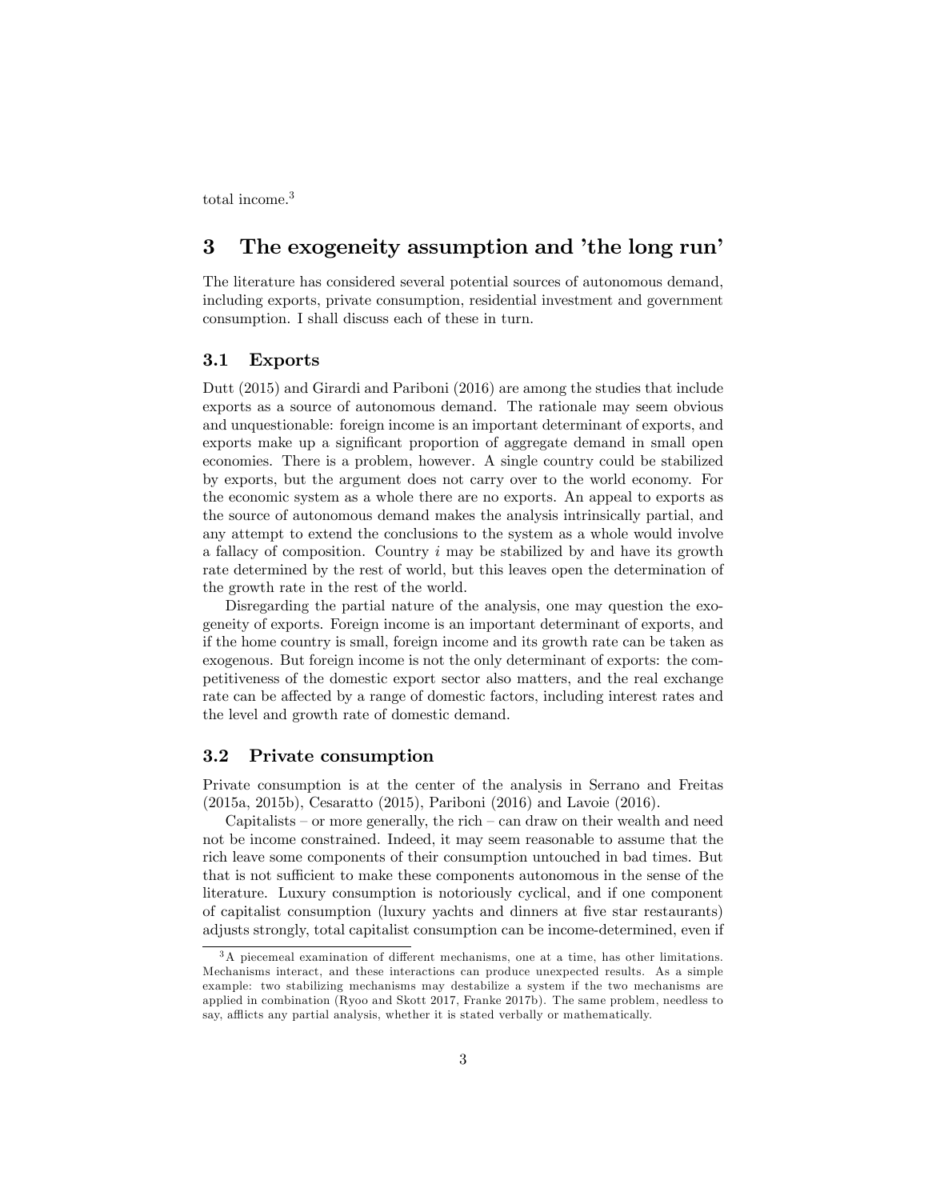total income.[3]

## 3 The exogeneity assumption and 'the long run'

The literature has considered several potential sources of autonomous demand, including exports, private consumption, residential investment and government consumption. I shall discuss each of these in turn.

### 3.1 Exports

Dutt (2015) and Girardi and Pariboni (2016) are among the studies that include exports as a source of autonomous demand. The rationale may seem obvious and unquestionable: foreign income is an important determinant of exports, and exports make up a significant proportion of aggregate demand in small open economies. There is a problem, however. A single country could be stabilized by exports, but the argument does not carry over to the world economy. For the economic system as a whole there are no exports. An appeal to exports as the source of autonomous demand makes the analysis intrinsically partial, and any attempt to extend the conclusions to the system as a whole would involve a fallacy of composition. Country $i$ may be stabilized by and have its growth rate determined by the rest of world, but this leaves open the determination of the growth rate in the rest of the world.

Disregarding the partial nature of the analysis, one may question the exogeneity of exports. Foreign income is an important determinant of exports, and if the home country is small, foreign income and its growth rate can be taken as exogenous. But foreign income is not the only determinant of exports: the competitiveness of the domestic export sector also matters, and the real exchange rate can be affected by a range of domestic factors, including interest rates and the level and growth rate of domestic demand.

### 3.2 Private consumption

Private consumption is at the center of the analysis in Serrano and Freitas (2015a, 2015b), Cesaratto (2015), Pariboni (2016) and Lavoie (2016).

Capitalists – or more generally, the rich – can draw on their wealth and need not be income constrained. Indeed, it may seem reasonable to assume that the rich leave some components of their consumption untouched in bad times. But that is not sufficient to make these components autonomous in the sense of the literature. Luxury consumption is notoriously cyclical, and if one component of capitalist consumption (luxury yachts and dinners at five star restaurants) adjusts strongly, total capitalist consumption can be income-determined, even if

[3] A piecemeal examination of different mechanisms, one at a time, has other limitations. Mechanisms interact, and these interactions can produce unexpected results. As a simple example: two stabilizing mechanisms may destabilize a system if the two mechanisms are applied in combination (Ryoo and Skott 2017, Franke 2017b). The same problem, needless to say, afflicts any partial analysis, whether it is stated verbally or mathematically.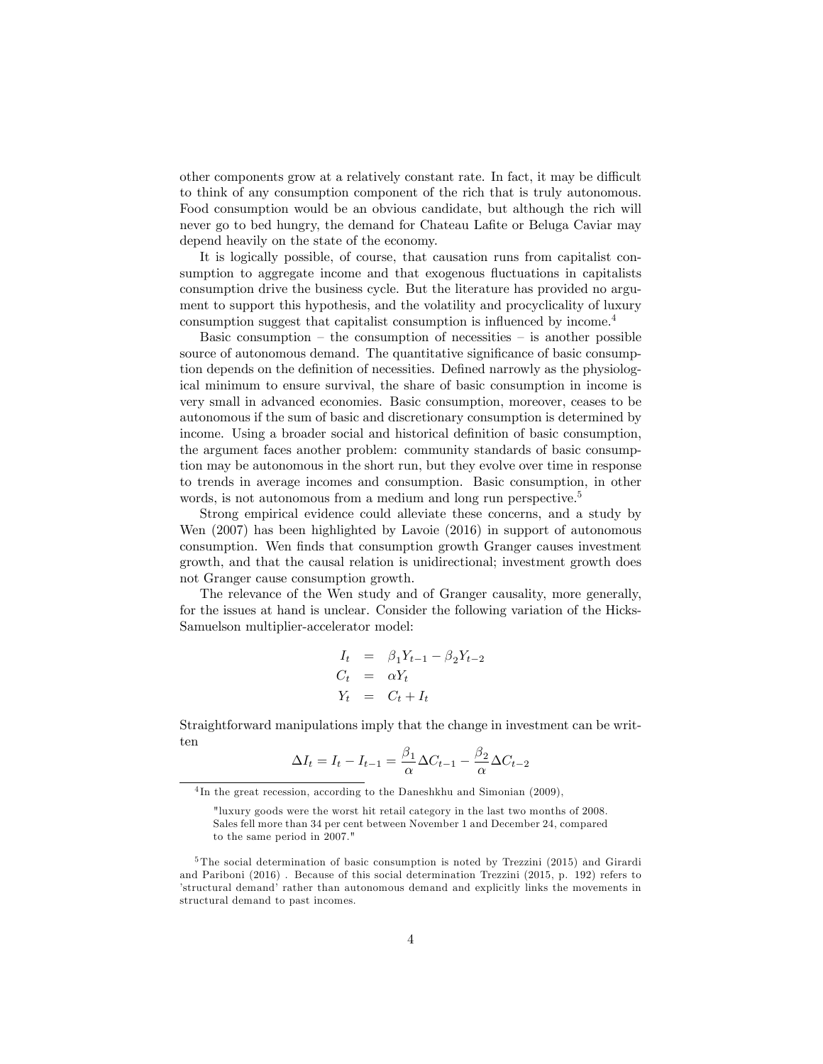other components grow at a relatively constant rate. In fact, it may be difficult to think of any consumption component of the rich that is truly autonomous. Food consumption would be an obvious candidate, but although the rich will never go to bed hungry, the demand for Chateau Lafite or Beluga Caviar may depend heavily on the state of the economy.

It is logically possible, of course, that causation runs from capitalist consumption to aggregate income and that exogenous fluctuations in capitalists consumption drive the business cycle. But the literature has provided no argument to support this hypothesis, and the volatility and procyclicality of luxury consumption suggest that capitalist consumption is influenced by income.[4]

Basic consumption – the consumption of necessities – is another possible source of autonomous demand. The quantitative significance of basic consumption depends on the definition of necessities. Defined narrowly as the physiological minimum to ensure survival, the share of basic consumption in income is very small in advanced economies. Basic consumption, moreover, ceases to be autonomous if the sum of basic and discretionary consumption is determined by income. Using a broader social and historical definition of basic consumption, the argument faces another problem: community standards of basic consumption may be autonomous in the short run, but they evolve over time in response to trends in average incomes and consumption. Basic consumption, in other words, is not autonomous from a medium and long run perspective.[5]

Strong empirical evidence could alleviate these concerns, and a study by Wen (2007) has been highlighted by Lavoie (2016) in support of autonomous consumption. Wen finds that consumption growth Granger causes investment growth, and that the causal relation is unidirectional; investment growth does not Granger cause consumption growth.

The relevance of the Wen study and of Granger causality, more generally, for the issues at hand is unclear. Consider the following variation of the Hicks-Samuelson multiplier-accelerator model:

$$
\begin{aligned}
I_t &= \beta_1 Y_{t-1} - \beta_2 Y_{t-2} \\
C_t &= \alpha Y_t \\
Y_t &= C_t + I_t
\end{aligned}
$$

Straightforward manipulations imply that the change in investment can be written

$$\Delta I_t = I_t - I_{t-1} = \frac{\beta_1}{\alpha}\Delta C_{t-1} - \frac{\beta_2}{\alpha}\Delta C_{t-2}$$

[4] In the great recession, according to the Daneshkhu and Simonian (2009),

> "luxury goods were the worst hit retail category in the last two months of 2008. Sales fell more than 34 per cent between November 1 and December 24, compared to the same period in 2007."

[5] The social determination of basic consumption is noted by Trezzini (2015) and Girardi and Pariboni (2016) . Because of this social determination Trezzini (2015, p. 192) refers to 'structural demand' rather than autonomous demand and explicitly links the movements in structural demand to past incomes.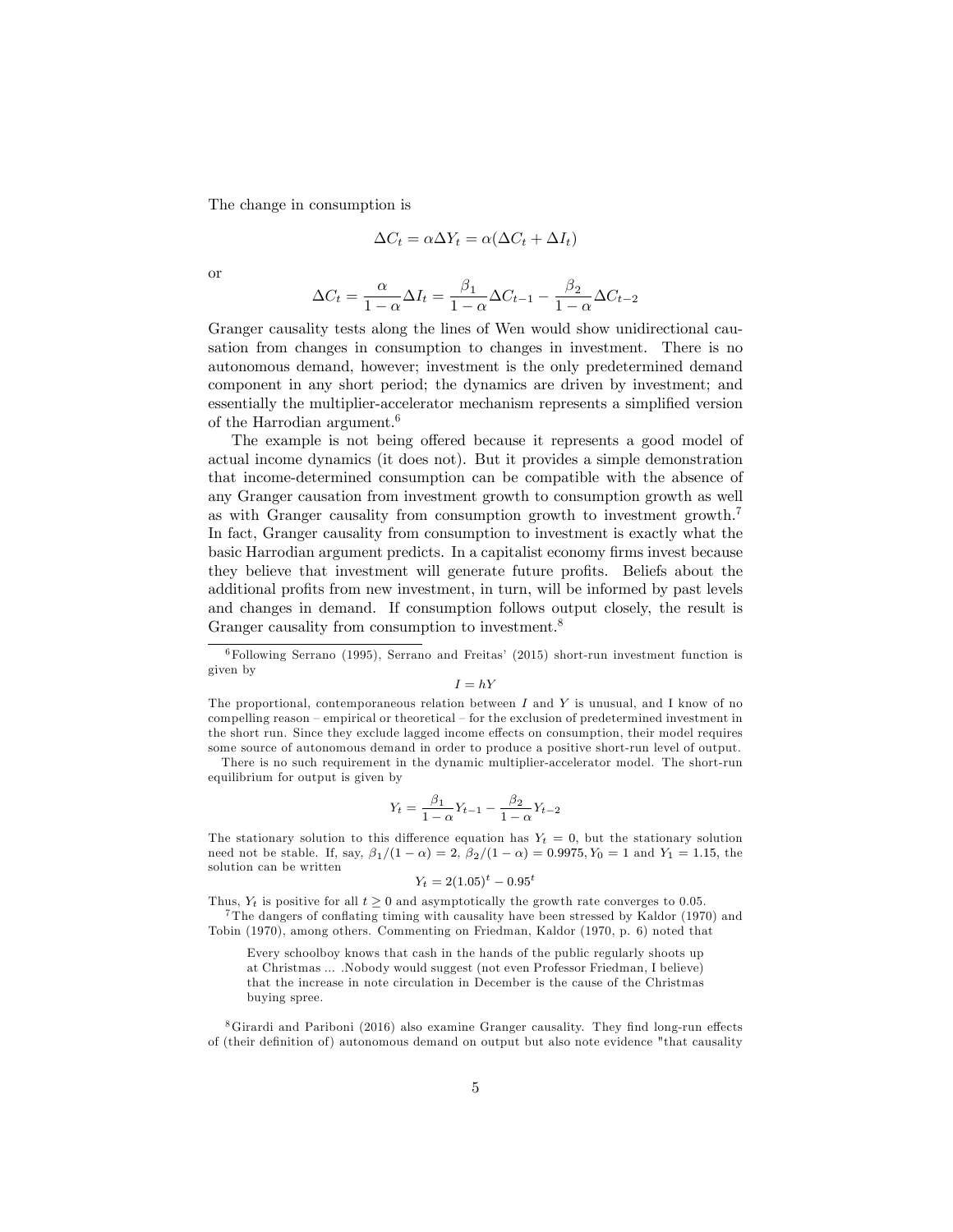The change in consumption is

$$\Delta C_t = \alpha \Delta Y_t = \alpha(\Delta C_t + \Delta I_t)$$

or

$$\Delta C_t = \frac{\alpha}{1-\alpha}\Delta I_t = \frac{\beta_1}{1-\alpha}\Delta C_{t-1} - \frac{\beta_2}{1-\alpha}\Delta C_{t-2}$$

Granger causality tests along the lines of Wen would show unidirectional causation from changes in consumption to changes in investment. There is no autonomous demand, however; investment is the only predetermined demand component in any short period; the dynamics are driven by investment; and essentially the multiplier-accelerator mechanism represents a simplified version of the Harrodian argument.[6]

The example is not being offered because it represents a good model of actual income dynamics (it does not). But it provides a simple demonstration that income-determined consumption can be compatible with the absence of any Granger causation from investment growth to consumption growth as well as with Granger causality from consumption growth to investment growth.[7] In fact, Granger causality from consumption to investment is exactly what the basic Harrodian argument predicts. In a capitalist economy firms invest because they believe that investment will generate future profits. Beliefs about the additional profits from new investment, in turn, will be informed by past levels and changes in demand. If consumption follows output closely, the result is Granger causality from consumption to investment.[8]

---

[6] Following Serrano (1995), Serrano and Freitas' (2015) short-run investment function is given by

$$I = hY$$

The proportional, contemporaneous relation between $I$ and $Y$ is unusual, and I know of no compelling reason – empirical or theoretical – for the exclusion of predetermined investment in the short run. Since they exclude lagged income effects on consumption, their model requires some source of autonomous demand in order to produce a positive short-run level of output.

There is no such requirement in the dynamic multiplier-accelerator model. The short-run equilibrium for output is given by

$$Y_t = \frac{\beta_1}{1-\alpha}Y_{t-1} - \frac{\beta_2}{1-\alpha}Y_{t-2}$$

The stationary solution to this difference equation has $Y_t = 0$, but the stationary solution need not be stable. If, say, $\beta_1/(1-\alpha) = 2$, $\beta_2/(1-\alpha) = 0.9975, Y_0 = 1$ and $Y_1 = 1.15$, the solution can be written

$$Y_t = 2(1.05)^t - 0.95^t$$

Thus, $Y_t$ is positive for all $t \geq 0$ and asymptotically the growth rate converges to 0.05.

[7] The dangers of conflating timing with causality have been stressed by Kaldor (1970) and Tobin (1970), among others. Commenting on Friedman, Kaldor (1970, p. 6) noted that

> Every schoolboy knows that cash in the hands of the public regularly shoots up at Christmas ... .Nobody would suggest (not even Professor Friedman, I believe) that the increase in note circulation in December is the cause of the Christmas buying spree.

[8] Girardi and Pariboni (2016) also examine Granger causality. They find long-run effects of (their definition of) autonomous demand on output but also note evidence "that causality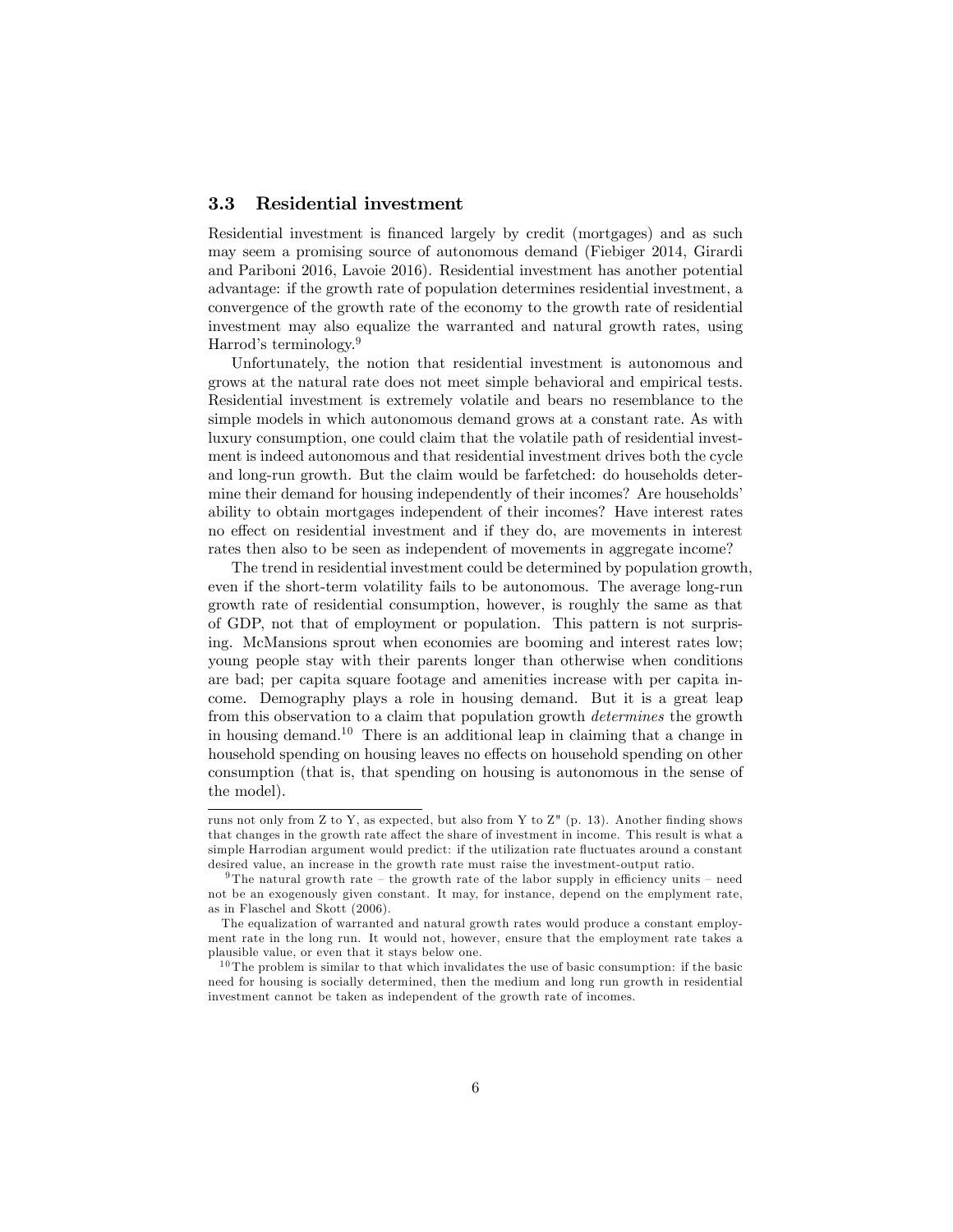### 3.3 Residential investment

Residential investment is financed largely by credit (mortgages) and as such may seem a promising source of autonomous demand (Fiebiger 2014, Girardi and Pariboni 2016, Lavoie 2016). Residential investment has another potential advantage: if the growth rate of population determines residential investment, a convergence of the growth rate of the economy to the growth rate of residential investment may also equalize the warranted and natural growth rates, using Harrod's terminology.[9]

Unfortunately, the notion that residential investment is autonomous and grows at the natural rate does not meet simple behavioral and empirical tests. Residential investment is extremely volatile and bears no resemblance to the simple models in which autonomous demand grows at a constant rate. As with luxury consumption, one could claim that the volatile path of residential investment is indeed autonomous and that residential investment drives both the cycle and long-run growth. But the claim would be farfetched: do households determine their demand for housing independently of their incomes? Are households' ability to obtain mortgages independent of their incomes? Have interest rates no effect on residential investment and if they do, are movements in interest rates then also to be seen as independent of movements in aggregate income?

The trend in residential investment could be determined by population growth, even if the short-term volatility fails to be autonomous. The average long-run growth rate of residential consumption, however, is roughly the same as that of GDP, not that of employment or population. This pattern is not surprising. McMansions sprout when economies are booming and interest rates low; young people stay with their parents longer than otherwise when conditions are bad; per capita square footage and amenities increase with per capita income. Demography plays a role in housing demand. But it is a great leap from this observation to a claim that population growth *determines* the growth in housing demand.[10] There is an additional leap in claiming that a change in household spending on housing leaves no effects on household spending on other consumption (that is, that spending on housing is autonomous in the sense of the model).

---

runs not only from Z to Y, as expected, but also from Y to Z" (p. 13). Another finding shows that changes in the growth rate affect the share of investment in income. This result is what a simple Harrodian argument would predict: if the utilization rate fluctuates around a constant desired value, an increase in the growth rate must raise the investment-output ratio.

[9] The natural growth rate – the growth rate of the labor supply in efficiency units – need not be an exogenously given constant. It may, for instance, depend on the emplyment rate, as in Flaschel and Skott (2006).

The equalization of warranted and natural growth rates would produce a constant employment rate in the long run. It would not, however, ensure that the employment rate takes a plausible value, or even that it stays below one.

[10] The problem is similar to that which invalidates the use of basic consumption: if the basic need for housing is socially determined, then the medium and long run growth in residential investment cannot be taken as independent of the growth rate of incomes.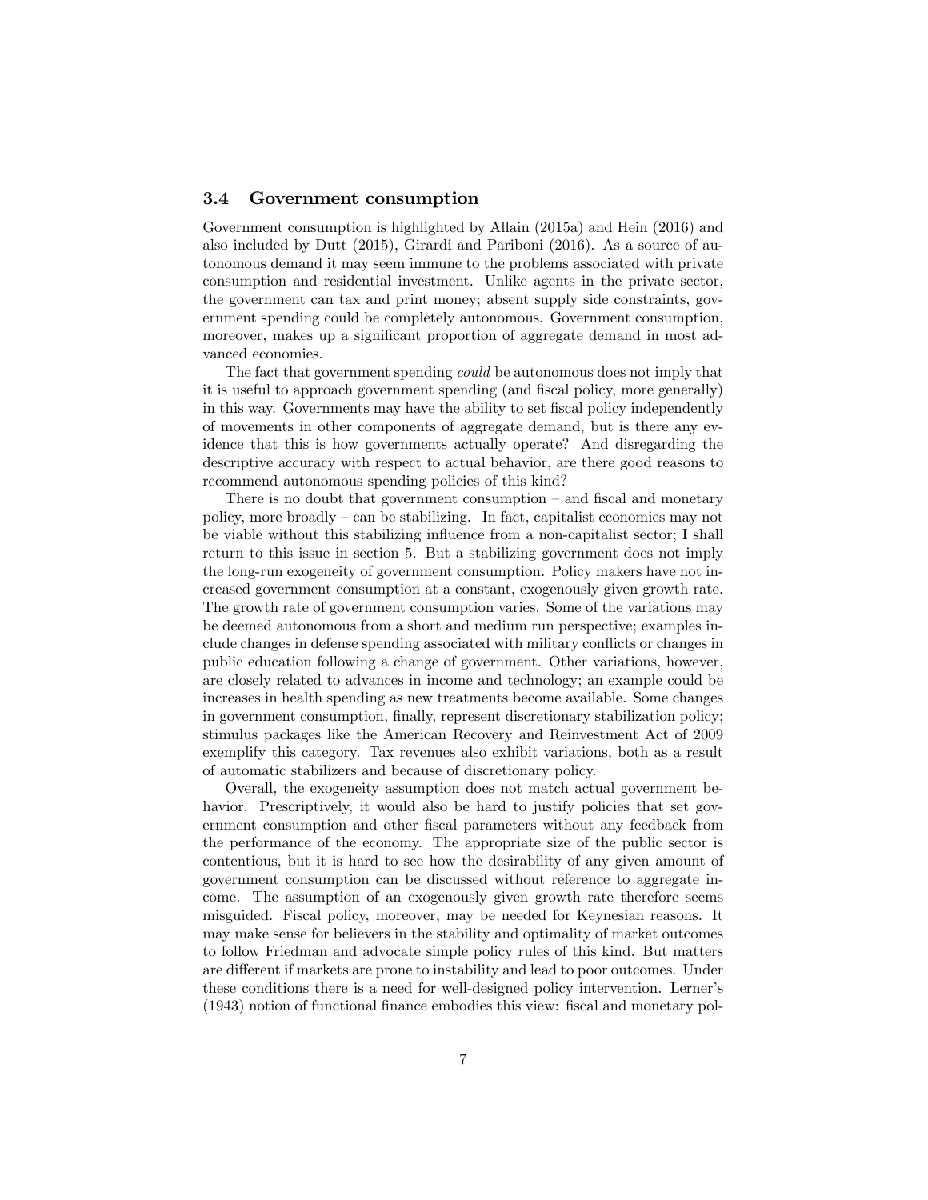### 3.4 Government consumption

Government consumption is highlighted by Allain (2015a) and Hein (2016) and also included by Dutt (2015), Girardi and Pariboni (2016). As a source of autonomous demand it may seem immune to the problems associated with private consumption and residential investment. Unlike agents in the private sector, the government can tax and print money; absent supply side constraints, government spending could be completely autonomous. Government consumption, moreover, makes up a significant proportion of aggregate demand in most advanced economies.

The fact that government spending *could* be autonomous does not imply that it is useful to approach government spending (and fiscal policy, more generally) in this way. Governments may have the ability to set fiscal policy independently of movements in other components of aggregate demand, but is there any evidence that this is how governments actually operate? And disregarding the descriptive accuracy with respect to actual behavior, are there good reasons to recommend autonomous spending policies of this kind?

There is no doubt that government consumption – and fiscal and monetary policy, more broadly – can be stabilizing. In fact, capitalist economies may not be viable without this stabilizing influence from a non-capitalist sector; I shall return to this issue in section 5. But a stabilizing government does not imply the long-run exogeneity of government consumption. Policy makers have not increased government consumption at a constant, exogenously given growth rate. The growth rate of government consumption varies. Some of the variations may be deemed autonomous from a short and medium run perspective; examples include changes in defense spending associated with military conflicts or changes in public education following a change of government. Other variations, however, are closely related to advances in income and technology; an example could be increases in health spending as new treatments become available. Some changes in government consumption, finally, represent discretionary stabilization policy; stimulus packages like the American Recovery and Reinvestment Act of 2009 exemplify this category. Tax revenues also exhibit variations, both as a result of automatic stabilizers and because of discretionary policy.

Overall, the exogeneity assumption does not match actual government behavior. Prescriptively, it would also be hard to justify policies that set government consumption and other fiscal parameters without any feedback from the performance of the economy. The appropriate size of the public sector is contentious, but it is hard to see how the desirability of any given amount of government consumption can be discussed without reference to aggregate income. The assumption of an exogenously given growth rate therefore seems misguided. Fiscal policy, moreover, may be needed for Keynesian reasons. It may make sense for believers in the stability and optimality of market outcomes to follow Friedman and advocate simple policy rules of this kind. But matters are different if markets are prone to instability and lead to poor outcomes. Under these conditions there is a need for well-designed policy intervention. Lerner's (1943) notion of functional finance embodies this view: fiscal and monetary pol-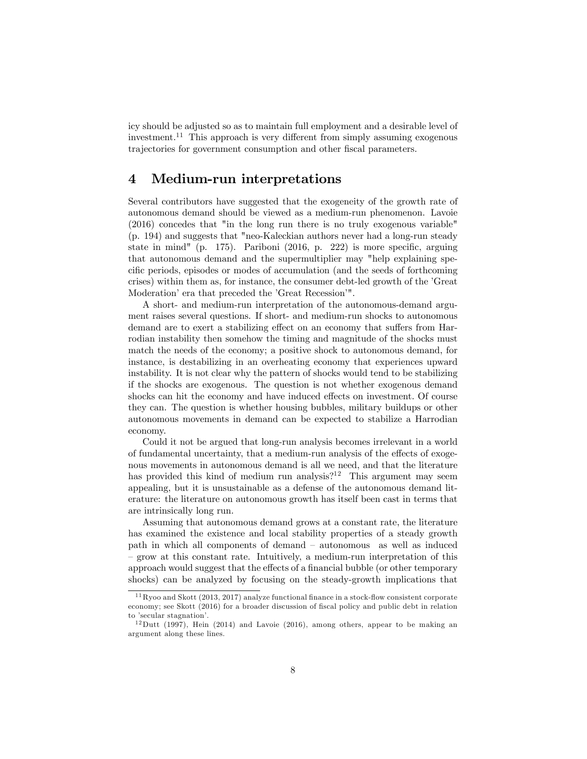icy should be adjusted so as to maintain full employment and a desirable level of investment.[11] This approach is very different from simply assuming exogenous trajectories for government consumption and other fiscal parameters.

# 4 Medium-run interpretations

Several contributors have suggested that the exogeneity of the growth rate of autonomous demand should be viewed as a medium-run phenomenon. Lavoie (2016) concedes that "in the long run there is no truly exogenous variable" (p. 194) and suggests that "neo-Kaleckian authors never had a long-run steady state in mind" (p. 175). Pariboni (2016, p. 222) is more specific, arguing that autonomous demand and the supermultiplier may "help explaining specific periods, episodes or modes of accumulation (and the seeds of forthcoming crises) within them as, for instance, the consumer debt-led growth of the 'Great Moderation' era that preceded the 'Great Recession'".

A short- and medium-run interpretation of the autonomous-demand argument raises several questions. If short- and medium-run shocks to autonomous demand are to exert a stabilizing effect on an economy that suffers from Harrodian instability then somehow the timing and magnitude of the shocks must match the needs of the economy; a positive shock to autonomous demand, for instance, is destabilizing in an overheating economy that experiences upward instability. It is not clear why the pattern of shocks would tend to be stabilizing if the shocks are exogenous. The question is not whether exogenous demand shocks can hit the economy and have induced effects on investment. Of course they can. The question is whether housing bubbles, military buildups or other autonomous movements in demand can be expected to stabilize a Harrodian economy.

Could it not be argued that long-run analysis becomes irrelevant in a world of fundamental uncertainty, that a medium-run analysis of the effects of exogenous movements in autonomous demand is all we need, and that the literature has provided this kind of medium run analysis?[12] This argument may seem appealing, but it is unsustainable as a defense of the autonomous demand literature: the literature on autonomous growth has itself been cast in terms that are intrinsically long run.

Assuming that autonomous demand grows at a constant rate, the literature has examined the existence and local stability properties of a steady growth path in which all components of demand – autonomous as well as induced – grow at this constant rate. Intuitively, a medium-run interpretation of this approach would suggest that the effects of a financial bubble (or other temporary shocks) can be analyzed by focusing on the steady-growth implications that

[11] Ryoo and Skott (2013, 2017) analyze functional finance in a stock-flow consistent corporate economy; see Skott (2016) for a broader discussion of fiscal policy and public debt in relation to 'secular stagnation'.

[12] Dutt (1997), Hein (2014) and Lavoie (2016), among others, appear to be making an argument along these lines.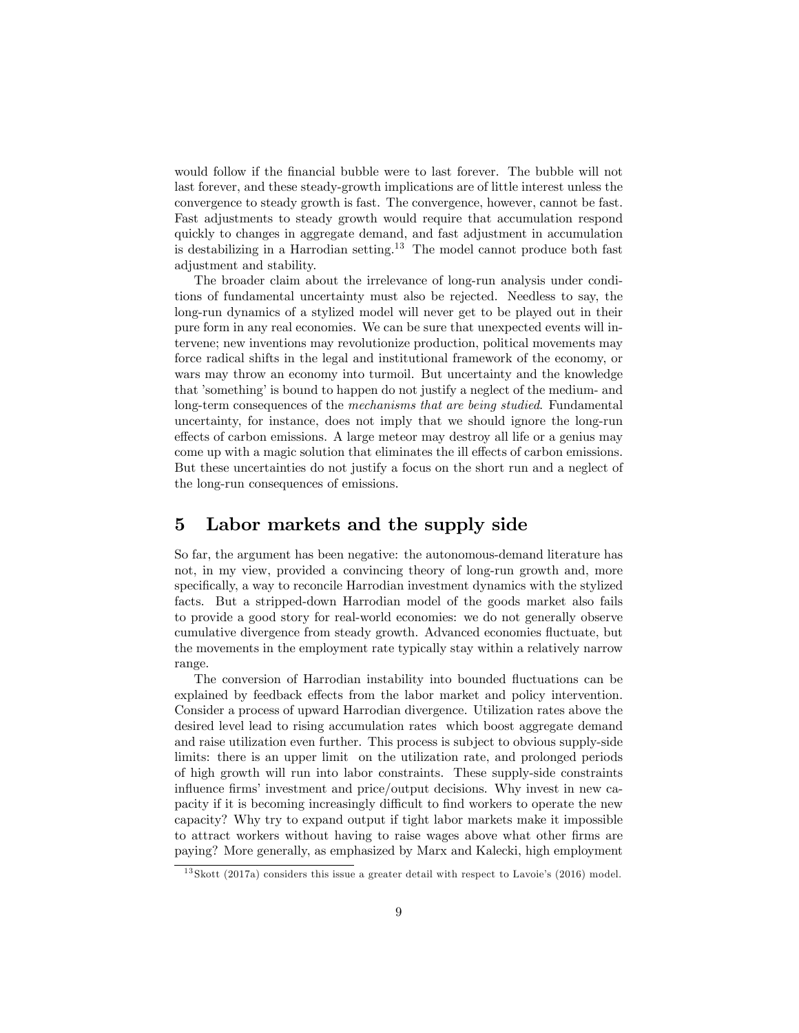would follow if the financial bubble were to last forever. The bubble will not last forever, and these steady-growth implications are of little interest unless the convergence to steady growth is fast. The convergence, however, cannot be fast. Fast adjustments to steady growth would require that accumulation respond quickly to changes in aggregate demand, and fast adjustment in accumulation is destabilizing in a Harrodian setting.[13] The model cannot produce both fast adjustment and stability.

The broader claim about the irrelevance of long-run analysis under conditions of fundamental uncertainty must also be rejected. Needless to say, the long-run dynamics of a stylized model will never get to be played out in their pure form in any real economies. We can be sure that unexpected events will intervene; new inventions may revolutionize production, political movements may force radical shifts in the legal and institutional framework of the economy, or wars may throw an economy into turmoil. But uncertainty and the knowledge that 'something' is bound to happen do not justify a neglect of the medium- and long-term consequences of the *mechanisms that are being studied*. Fundamental uncertainty, for instance, does not imply that we should ignore the long-run effects of carbon emissions. A large meteor may destroy all life or a genius may come up with a magic solution that eliminates the ill effects of carbon emissions. But these uncertainties do not justify a focus on the short run and a neglect of the long-run consequences of emissions.

# 5 Labor markets and the supply side

So far, the argument has been negative: the autonomous-demand literature has not, in my view, provided a convincing theory of long-run growth and, more specifically, a way to reconcile Harrodian investment dynamics with the stylized facts. But a stripped-down Harrodian model of the goods market also fails to provide a good story for real-world economies: we do not generally observe cumulative divergence from steady growth. Advanced economies fluctuate, but the movements in the employment rate typically stay within a relatively narrow range.

The conversion of Harrodian instability into bounded fluctuations can be explained by feedback effects from the labor market and policy intervention. Consider a process of upward Harrodian divergence. Utilization rates above the desired level lead to rising accumulation rates which boost aggregate demand and raise utilization even further. This process is subject to obvious supply-side limits: there is an upper limit on the utilization rate, and prolonged periods of high growth will run into labor constraints. These supply-side constraints influence firms' investment and price/output decisions. Why invest in new capacity if it is becoming increasingly difficult to find workers to operate the new capacity? Why try to expand output if tight labor markets make it impossible to attract workers without having to raise wages above what other firms are paying? More generally, as emphasized by Marx and Kalecki, high employment

[13] Skott (2017a) considers this issue a greater detail with respect to Lavoie's (2016) model.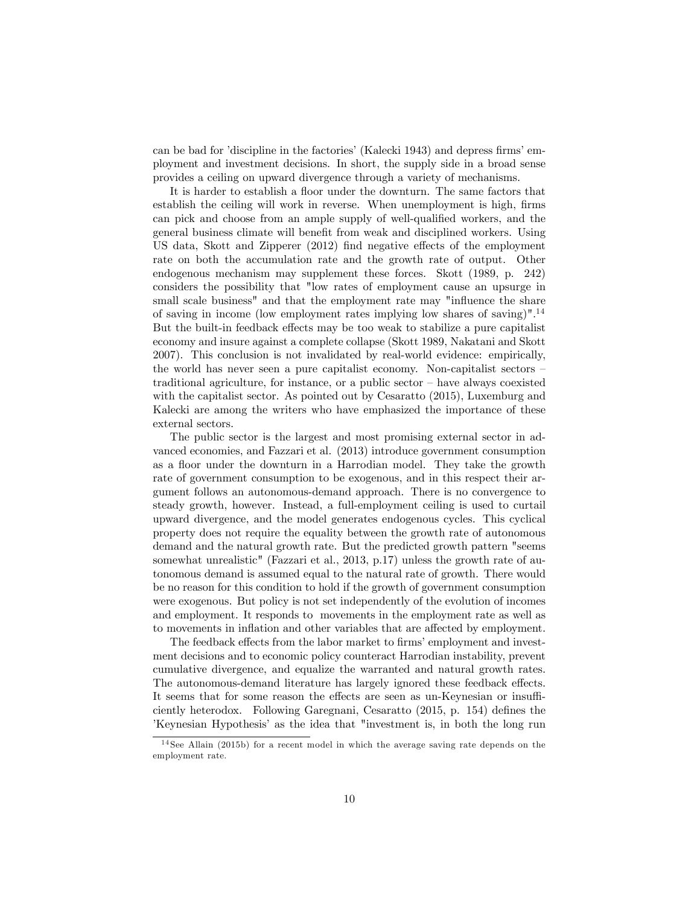can be bad for 'discipline in the factories' (Kalecki 1943) and depress firms' employment and investment decisions. In short, the supply side in a broad sense provides a ceiling on upward divergence through a variety of mechanisms.

It is harder to establish a floor under the downturn. The same factors that establish the ceiling will work in reverse. When unemployment is high, firms can pick and choose from an ample supply of well-qualified workers, and the general business climate will benefit from weak and disciplined workers. Using US data, Skott and Zipperer (2012) find negative effects of the employment rate on both the accumulation rate and the growth rate of output. Other endogenous mechanism may supplement these forces. Skott (1989, p. 242) considers the possibility that "low rates of employment cause an upsurge in small scale business" and that the employment rate may "influence the share of saving in income (low employment rates implying low shares of saving)".[14] But the built-in feedback effects may be too weak to stabilize a pure capitalist economy and insure against a complete collapse (Skott 1989, Nakatani and Skott 2007). This conclusion is not invalidated by real-world evidence: empirically, the world has never seen a pure capitalist economy. Non-capitalist sectors – traditional agriculture, for instance, or a public sector – have always coexisted with the capitalist sector. As pointed out by Cesaratto (2015), Luxemburg and Kalecki are among the writers who have emphasized the importance of these external sectors.

The public sector is the largest and most promising external sector in advanced economies, and Fazzari et al. (2013) introduce government consumption as a floor under the downturn in a Harrodian model. They take the growth rate of government consumption to be exogenous, and in this respect their argument follows an autonomous-demand approach. There is no convergence to steady growth, however. Instead, a full-employment ceiling is used to curtail upward divergence, and the model generates endogenous cycles. This cyclical property does not require the equality between the growth rate of autonomous demand and the natural growth rate. But the predicted growth pattern "seems somewhat unrealistic" (Fazzari et al., 2013, p.17) unless the growth rate of autonomous demand is assumed equal to the natural rate of growth. There would be no reason for this condition to hold if the growth of government consumption were exogenous. But policy is not set independently of the evolution of incomes and employment. It responds to movements in the employment rate as well as to movements in inflation and other variables that are affected by employment.

The feedback effects from the labor market to firms' employment and investment decisions and to economic policy counteract Harrodian instability, prevent cumulative divergence, and equalize the warranted and natural growth rates. The autonomous-demand literature has largely ignored these feedback effects. It seems that for some reason the effects are seen as un-Keynesian or insufficiently heterodox. Following Garegnani, Cesaratto (2015, p. 154) defines the 'Keynesian Hypothesis' as the idea that "investment is, in both the long run

[14] See Allain (2015b) for a recent model in which the average saving rate depends on the employment rate.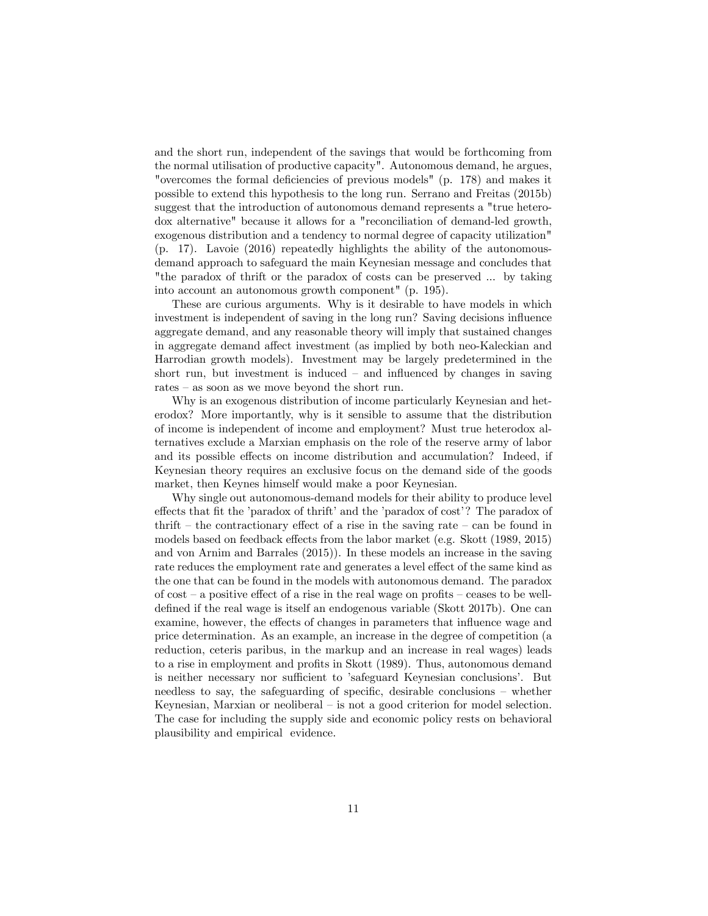and the short run, independent of the savings that would be forthcoming from the normal utilisation of productive capacity". Autonomous demand, he argues, "overcomes the formal deficiencies of previous models" (p. 178) and makes it possible to extend this hypothesis to the long run. Serrano and Freitas (2015b) suggest that the introduction of autonomous demand represents a "true heterodox alternative" because it allows for a "reconciliation of demand-led growth, exogenous distribution and a tendency to normal degree of capacity utilization" (p. 17). Lavoie (2016) repeatedly highlights the ability of the autonomous-demand approach to safeguard the main Keynesian message and concludes that "the paradox of thrift or the paradox of costs can be preserved ... by taking into account an autonomous growth component" (p. 195).

These are curious arguments. Why is it desirable to have models in which investment is independent of saving in the long run? Saving decisions influence aggregate demand, and any reasonable theory will imply that sustained changes in aggregate demand affect investment (as implied by both neo-Kaleckian and Harrodian growth models). Investment may be largely predetermined in the short run, but investment is induced – and influenced by changes in saving rates – as soon as we move beyond the short run.

Why is an exogenous distribution of income particularly Keynesian and heterodox? More importantly, why is it sensible to assume that the distribution of income is independent of income and employment? Must true heterodox alternatives exclude a Marxian emphasis on the role of the reserve army of labor and its possible effects on income distribution and accumulation? Indeed, if Keynesian theory requires an exclusive focus on the demand side of the goods market, then Keynes himself would make a poor Keynesian.

Why single out autonomous-demand models for their ability to produce level effects that fit the 'paradox of thrift' and the 'paradox of cost'? The paradox of thrift – the contractionary effect of a rise in the saving rate – can be found in models based on feedback effects from the labor market (e.g. Skott (1989, 2015) and von Arnim and Barrales (2015)). In these models an increase in the saving rate reduces the employment rate and generates a level effect of the same kind as the one that can be found in the models with autonomous demand. The paradox of cost – a positive effect of a rise in the real wage on profits – ceases to be well-defined if the real wage is itself an endogenous variable (Skott 2017b). One can examine, however, the effects of changes in parameters that influence wage and price determination. As an example, an increase in the degree of competition (a reduction, ceteris paribus, in the markup and an increase in real wages) leads to a rise in employment and profits in Skott (1989). Thus, autonomous demand is neither necessary nor sufficient to 'safeguard Keynesian conclusions'. But needless to say, the safeguarding of specific, desirable conclusions – whether Keynesian, Marxian or neoliberal – is not a good criterion for model selection. The case for including the supply side and economic policy rests on behavioral plausibility and empirical evidence.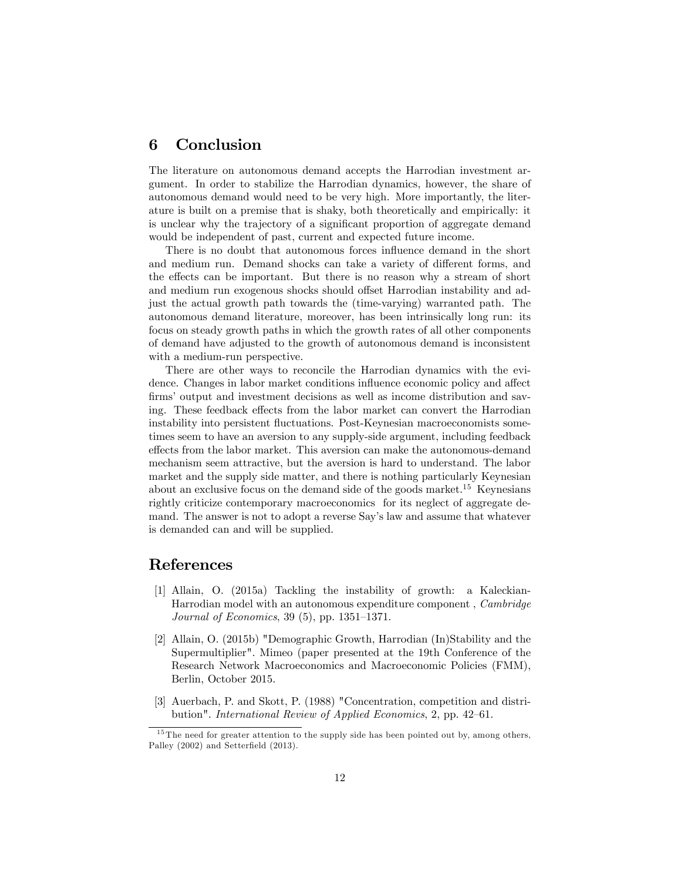## 6 Conclusion

The literature on autonomous demand accepts the Harrodian investment argument. In order to stabilize the Harrodian dynamics, however, the share of autonomous demand would need to be very high. More importantly, the literature is built on a premise that is shaky, both theoretically and empirically: it is unclear why the trajectory of a significant proportion of aggregate demand would be independent of past, current and expected future income.

There is no doubt that autonomous forces influence demand in the short and medium run. Demand shocks can take a variety of different forms, and the effects can be important. But there is no reason why a stream of short and medium run exogenous shocks should offset Harrodian instability and adjust the actual growth path towards the (time-varying) warranted path. The autonomous demand literature, moreover, has been intrinsically long run: its focus on steady growth paths in which the growth rates of all other components of demand have adjusted to the growth of autonomous demand is inconsistent with a medium-run perspective.

There are other ways to reconcile the Harrodian dynamics with the evidence. Changes in labor market conditions influence economic policy and affect firms' output and investment decisions as well as income distribution and saving. These feedback effects from the labor market can convert the Harrodian instability into persistent fluctuations. Post-Keynesian macroeconomists sometimes seem to have an aversion to any supply-side argument, including feedback effects from the labor market. This aversion can make the autonomous-demand mechanism seem attractive, but the aversion is hard to understand. The labor market and the supply side matter, and there is nothing particularly Keynesian about an exclusive focus on the demand side of the goods market.[15] Keynesians rightly criticize contemporary macroeconomics for its neglect of aggregate demand. The answer is not to adopt a reverse Say's law and assume that whatever is demanded can and will be supplied.

## References

[1] Allain, O. (2015a) Tackling the instability of growth: a Kaleckian-Harrodian model with an autonomous expenditure component , *Cambridge Journal of Economics*, 39 (5), pp. 1351–1371.

[2] Allain, O. (2015b) "Demographic Growth, Harrodian (In)Stability and the Supermultiplier". Mimeo (paper presented at the 19th Conference of the Research Network Macroeconomics and Macroeconomic Policies (FMM), Berlin, October 2015.

[3] Auerbach, P. and Skott, P. (1988) "Concentration, competition and distribution". *International Review of Applied Economics*, 2, pp. 42–61.

[15] The need for greater attention to the supply side has been pointed out by, among others, Palley (2002) and Setterfield (2013).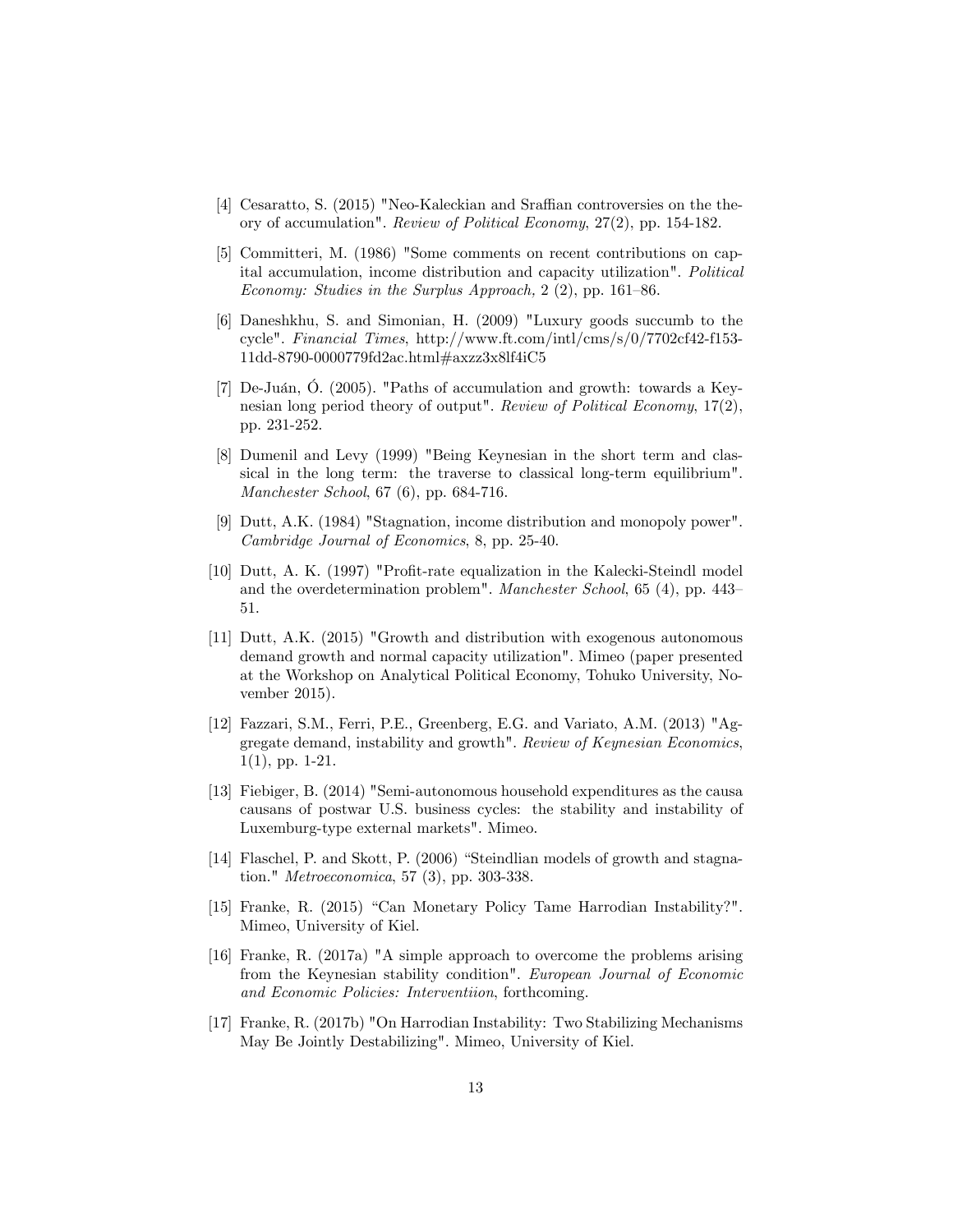[4] Cesaratto, S. (2015) "Neo-Kaleckian and Sraffian controversies on the theory of accumulation". *Review of Political Economy*, 27(2), pp. 154-182.

[5] Committeri, M. (1986) "Some comments on recent contributions on capital accumulation, income distribution and capacity utilization". *Political Economy: Studies in the Surplus Approach*, 2 (2), pp. 161–86.

[6] Daneshkhu, S. and Simonian, H. (2009) "Luxury goods succumb to the cycle". *Financial Times*, http://www.ft.com/intl/cms/s/0/7702cf42-f153-11dd-8790-0000779fd2ac.html#axzz3x8lf4iC5

[7] De-Juán, Ó. (2005). "Paths of accumulation and growth: towards a Keynesian long period theory of output". *Review of Political Economy*, 17(2), pp. 231-252.

[8] Dumenil and Levy (1999) "Being Keynesian in the short term and classical in the long term: the traverse to classical long-term equilibrium". *Manchester School*, 67 (6), pp. 684-716.

[9] Dutt, A.K. (1984) "Stagnation, income distribution and monopoly power". *Cambridge Journal of Economics*, 8, pp. 25-40.

[10] Dutt, A. K. (1997) "Profit-rate equalization in the Kalecki-Steindl model and the overdetermination problem". *Manchester School*, 65 (4), pp. 443–51.

[11] Dutt, A.K. (2015) "Growth and distribution with exogenous autonomous demand growth and normal capacity utilization". Mimeo (paper presented at the Workshop on Analytical Political Economy, Tohuko University, November 2015).

[12] Fazzari, S.M., Ferri, P.E., Greenberg, E.G. and Variato, A.M. (2013) "Aggregate demand, instability and growth". *Review of Keynesian Economics*, 1(1), pp. 1-21.

[13] Fiebiger, B. (2014) "Semi-autonomous household expenditures as the causa causans of postwar U.S. business cycles: the stability and instability of Luxemburg-type external markets". Mimeo.

[14] Flaschel, P. and Skott, P. (2006) "Steindlian models of growth and stagnation." *Metroeconomica*, 57 (3), pp. 303-338.

[15] Franke, R. (2015) "Can Monetary Policy Tame Harrodian Instability?". Mimeo, University of Kiel.

[16] Franke, R. (2017a) "A simple approach to overcome the problems arising from the Keynesian stability condition". *European Journal of Economic and Economic Policies: Interventiion*, forthcoming.

[17] Franke, R. (2017b) "On Harrodian Instability: Two Stabilizing Mechanisms May Be Jointly Destabilizing". Mimeo, University of Kiel.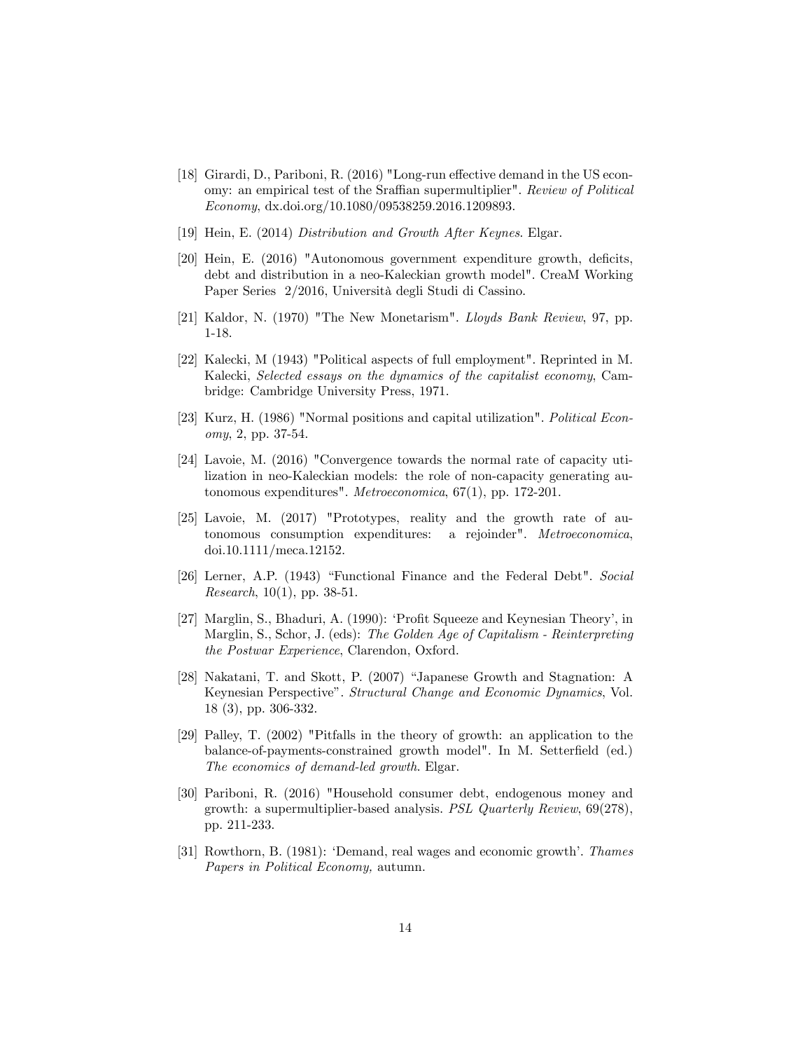[18] Girardi, D., Pariboni, R. (2016) "Long-run effective demand in the US economy: an empirical test of the Sraffian supermultiplier". *Review of Political Economy*, dx.doi.org/10.1080/09538259.2016.1209893.

[19] Hein, E. (2014) *Distribution and Growth After Keynes*. Elgar.

[20] Hein, E. (2016) "Autonomous government expenditure growth, deficits, debt and distribution in a neo-Kaleckian growth model". CreaM Working Paper Series 2/2016, Università degli Studi di Cassino.

[21] Kaldor, N. (1970) "The New Monetarism". *Lloyds Bank Review*, 97, pp. 1-18.

[22] Kalecki, M (1943) "Political aspects of full employment". Reprinted in M. Kalecki, *Selected essays on the dynamics of the capitalist economy*, Cambridge: Cambridge University Press, 1971.

[23] Kurz, H. (1986) "Normal positions and capital utilization". *Political Economy*, 2, pp. 37-54.

[24] Lavoie, M. (2016) "Convergence towards the normal rate of capacity utilization in neo-Kaleckian models: the role of non-capacity generating autonomous expenditures". *Metroeconomica*, 67(1), pp. 172-201.

[25] Lavoie, M. (2017) "Prototypes, reality and the growth rate of autonomous consumption expenditures: a rejoinder". *Metroeconomica*, doi.10.1111/meca.12152.

[26] Lerner, A.P. (1943) "Functional Finance and the Federal Debt". *Social Research*, 10(1), pp. 38-51.

[27] Marglin, S., Bhaduri, A. (1990): 'Profit Squeeze and Keynesian Theory', in Marglin, S., Schor, J. (eds): *The Golden Age of Capitalism - Reinterpreting the Postwar Experience*, Clarendon, Oxford.

[28] Nakatani, T. and Skott, P. (2007) "Japanese Growth and Stagnation: A Keynesian Perspective". *Structural Change and Economic Dynamics*, Vol. 18 (3), pp. 306-332.

[29] Palley, T. (2002) "Pitfalls in the theory of growth: an application to the balance-of-payments-constrained growth model". In M. Setterfield (ed.) *The economics of demand-led growth*. Elgar.

[30] Pariboni, R. (2016) "Household consumer debt, endogenous money and growth: a supermultiplier-based analysis. *PSL Quarterly Review*, 69(278), pp. 211-233.

[31] Rowthorn, B. (1981): 'Demand, real wages and economic growth'. *Thames Papers in Political Economy,* autumn.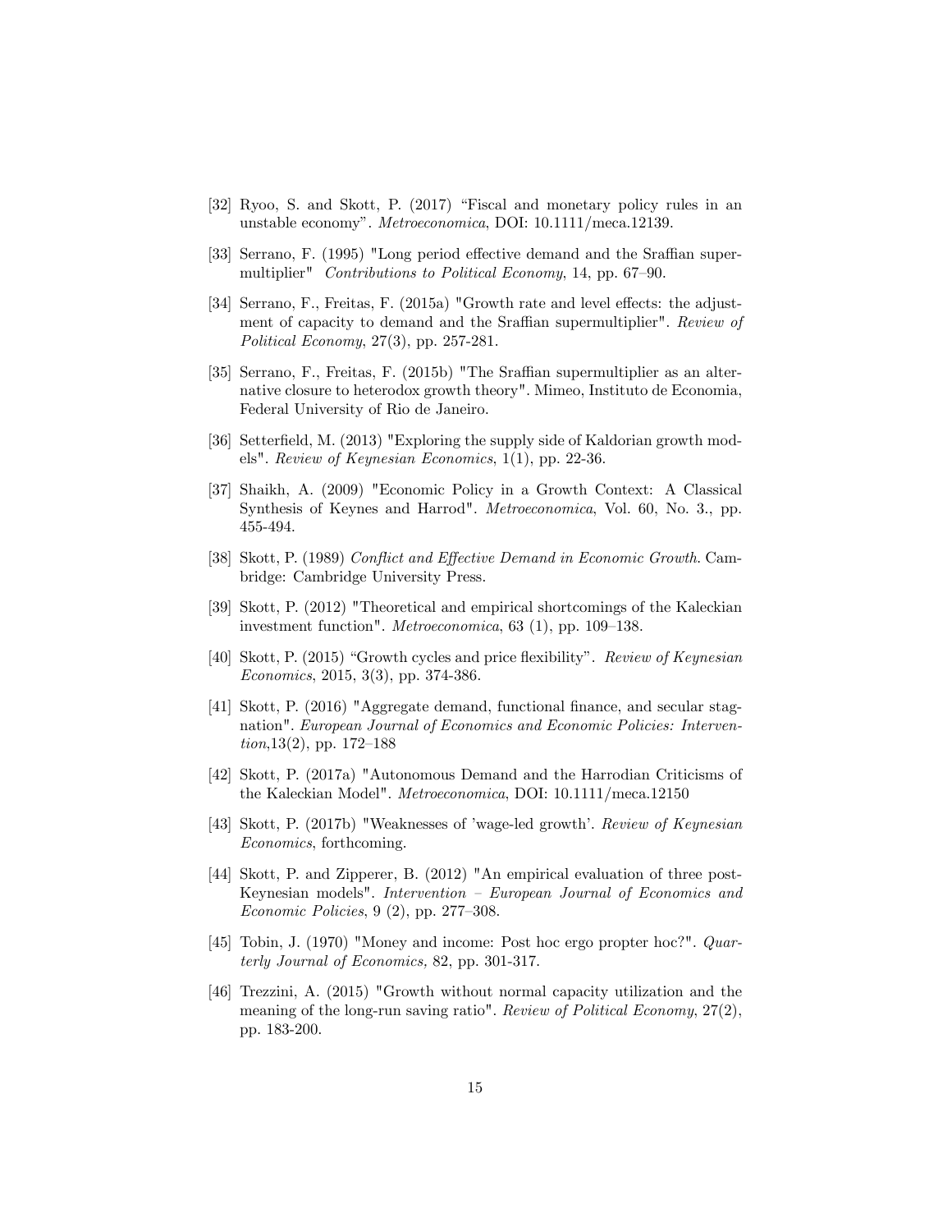[32] Ryoo, S. and Skott, P. (2017) "Fiscal and monetary policy rules in an unstable economy". *Metroeconomica*, DOI: 10.1111/meca.12139.

[33] Serrano, F. (1995) "Long period effective demand and the Sraffian supermultiplier" *Contributions to Political Economy*, 14, pp. 67–90.

[34] Serrano, F., Freitas, F. (2015a) "Growth rate and level effects: the adjustment of capacity to demand and the Sraffian supermultiplier". *Review of Political Economy*, 27(3), pp. 257-281.

[35] Serrano, F., Freitas, F. (2015b) "The Sraffian supermultiplier as an alternative closure to heterodox growth theory". Mimeo, Instituto de Economia, Federal University of Rio de Janeiro.

[36] Setterfield, M. (2013) "Exploring the supply side of Kaldorian growth models". *Review of Keynesian Economics*, 1(1), pp. 22-36.

[37] Shaikh, A. (2009) "Economic Policy in a Growth Context: A Classical Synthesis of Keynes and Harrod". *Metroeconomica*, Vol. 60, No. 3., pp. 455-494.

[38] Skott, P. (1989) *Conflict and Effective Demand in Economic Growth*. Cambridge: Cambridge University Press.

[39] Skott, P. (2012) "Theoretical and empirical shortcomings of the Kaleckian investment function". *Metroeconomica*, 63 (1), pp. 109–138.

[40] Skott, P. (2015) "Growth cycles and price flexibility". *Review of Keynesian Economics*, 2015, 3(3), pp. 374-386.

[41] Skott, P. (2016) "Aggregate demand, functional finance, and secular stagnation". *European Journal of Economics and Economic Policies: Intervention*,13(2), pp. 172–188

[42] Skott, P. (2017a) "Autonomous Demand and the Harrodian Criticisms of the Kaleckian Model". *Metroeconomica*, DOI: 10.1111/meca.12150

[43] Skott, P. (2017b) "Weaknesses of 'wage-led growth'. *Review of Keynesian Economics*, forthcoming.

[44] Skott, P. and Zipperer, B. (2012) "An empirical evaluation of three post-Keynesian models". *Intervention – European Journal of Economics and Economic Policies*, 9 (2), pp. 277–308.

[45] Tobin, J. (1970) "Money and income: Post hoc ergo propter hoc?". *Quarterly Journal of Economics,* 82, pp. 301-317.

[46] Trezzini, A. (2015) "Growth without normal capacity utilization and the meaning of the long-run saving ratio". *Review of Political Economy*, 27(2), pp. 183-200.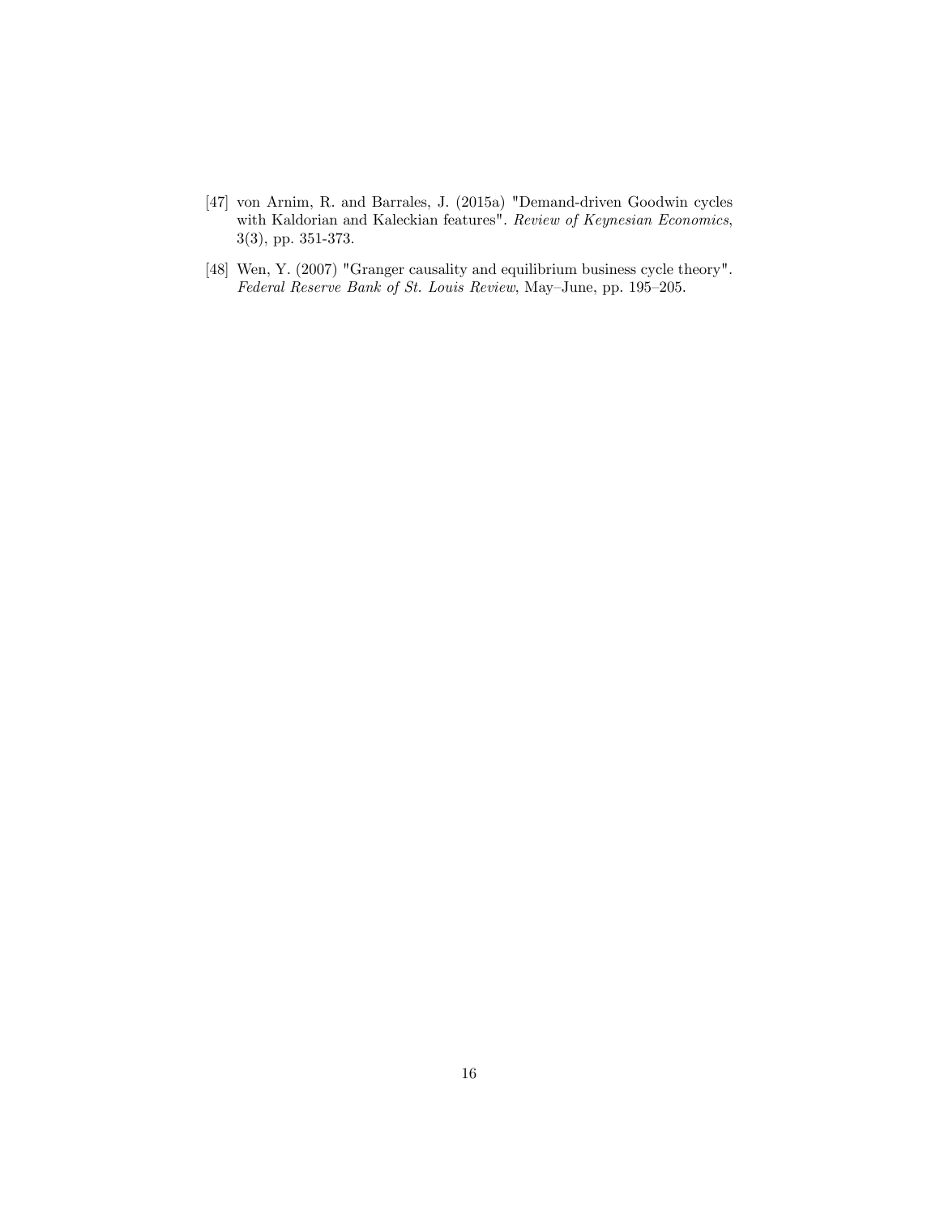[47] von Arnim, R. and Barrales, J. (2015a) "Demand-driven Goodwin cycles with Kaldorian and Kaleckian features". *Review of Keynesian Economics*, 3(3), pp. 351-373.

[48] Wen, Y. (2007) "Granger causality and equilibrium business cycle theory". *Federal Reserve Bank of St. Louis Review*, May–June, pp. 195–205.